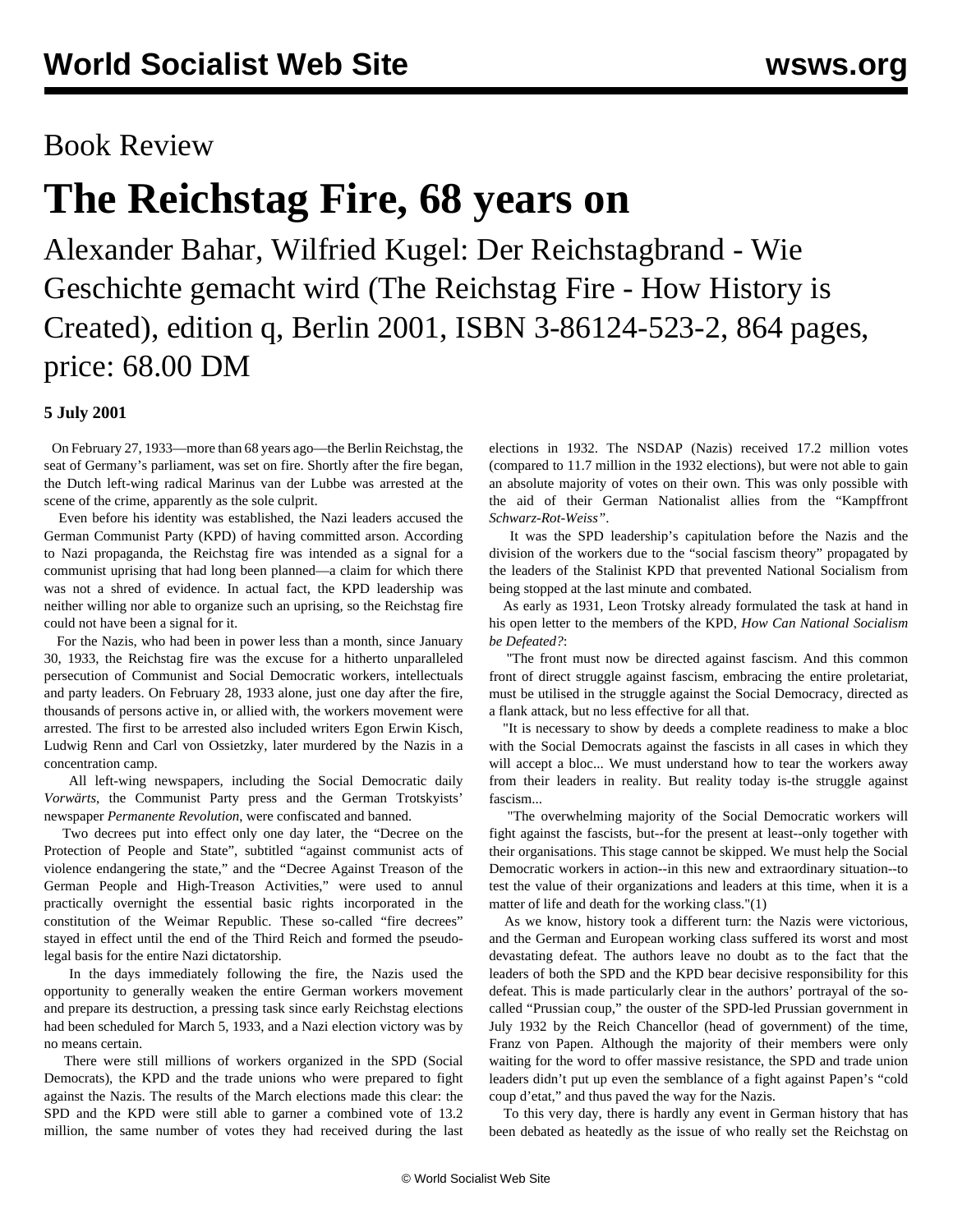Book Review

# The Reichstag Fire, 68 years on

Alexander Bahar, Wilfried Kugel: Der Reichstagbrand - Wie Geschichte gemacht wird (The Reichstag Fire - How History is Created), edition q, Berlin 2001, ISBN 3-86124-523-2, 864 pages, price: 68.00 DM

**5 July 2001**

On February 27, 1933—more than 68 years ago—the Berlin Reichstag, the seat of Germany's parliament, was set on fire. Shortly after the fire began, the Dutch left-wing radical Marinus van der Lubbe was arrested at the scene of the crime, apparently as the sole culprit.

Even before his identity was established, the Nazi leaders accused the German Communist Party (KPD) of having committed arson. According to Nazi propaganda, the Reichstag fire was intended as a signal for a communist uprising that had long been planned—a claim for which there was not a shred of evidence. In actual fact, the KPD leadership was neither willing nor able to organize such an uprising, so the Reichstag fire could not have been a signal for it.

For the Nazis, who had been in power less than a month, since January 30, 1933, the Reichstag fire was the excuse for a hitherto unparalleled persecution of Communist and Social Democratic workers, intellectuals and party leaders. On February 28, 1933 alone, just one day after the fire, thousands of persons active in, or allied with, the workers movement were arrested. The first to be arrested also included writers Egon Erwin Kisch, Ludwig Renn and Carl von Ossietzky, later murdered by the Nazis in a concentration camp.

All left-wing newspapers, including the Social Democratic daily *Vorwärts*, the Communist Party press and the German Trotskyists' newspaper *Permanente Revolution*, were confiscated and banned.

Two decrees put into effect only one day later, the "Decree on the Protection of People and State", subtitled "against communist acts of violence endangering the state," and the "Decree Against Treason of the German People and High-Treason Activities," were used to annul practically overnight the essential basic rights incorporated in the constitution of the Weimar Republic. These so-called "fire decrees" stayed in effect until the end of the Third Reich and formed the pseudo-legal basis for the entire Nazi dictatorship.

In the days immediately following the fire, the Nazis used the opportunity to generally weaken the entire German workers movement and prepare its destruction, a pressing task since early Reichstag elections had been scheduled for March 5, 1933, and a Nazi election victory was by no means certain.

There were still millions of workers organized in the SPD (Social Democrats), the KPD and the trade unions who were prepared to fight against the Nazis. The results of the March elections made this clear: the SPD and the KPD were still able to garner a combined vote of 13.2 million, the same number of votes they had received during the last elections in 1932. The NSDAP (Nazis) received 17.2 million votes (compared to 11.7 million in the 1932 elections), but were not able to gain an absolute majority of votes on their own. This was only possible with the aid of their German Nationalist allies from the "Kampffront *Schwarz-Rot-Weiss*".

It was the SPD leadership's capitulation before the Nazis and the division of the workers due to the "social fascism theory" propagated by the leaders of the Stalinist KPD that prevented National Socialism from being stopped at the last minute and combated.

As early as 1931, Leon Trotsky already formulated the task at hand in his open letter to the members of the KPD, *How Can National Socialism be Defeated?*:

"The front must now be directed against fascism. And this common front of direct struggle against fascism, embracing the entire proletariat, must be utilised in the struggle against the Social Democracy, directed as a flank attack, but no less effective for all that.

"It is necessary to show by deeds a complete readiness to make a bloc with the Social Democrats against the fascists in all cases in which they will accept a bloc... We must understand how to tear the workers away from their leaders in reality. But reality today is-the struggle against fascism...

"The overwhelming majority of the Social Democratic workers will fight against the fascists, but--for the present at least--only together with their organisations. This stage cannot be skipped. We must help the Social Democratic workers in action--in this new and extraordinary situation--to test the value of their organizations and leaders at this time, when it is a matter of life and death for the working class."(1)

As we know, history took a different turn: the Nazis were victorious, and the German and European working class suffered its worst and most devastating defeat. The authors leave no doubt as to the fact that the leaders of both the SPD and the KPD bear decisive responsibility for this defeat. This is made particularly clear in the authors' portrayal of the so-called "Prussian coup," the ouster of the SPD-led Prussian government in July 1932 by the Reich Chancellor (head of government) of the time, Franz von Papen. Although the majority of their members were only waiting for the word to offer massive resistance, the SPD and trade union leaders didn't put up even the semblance of a fight against Papen's "cold coup d'etat," and thus paved the way for the Nazis.

To this very day, there is hardly any event in German history that has been debated as heatedly as the issue of who really set the Reichstag on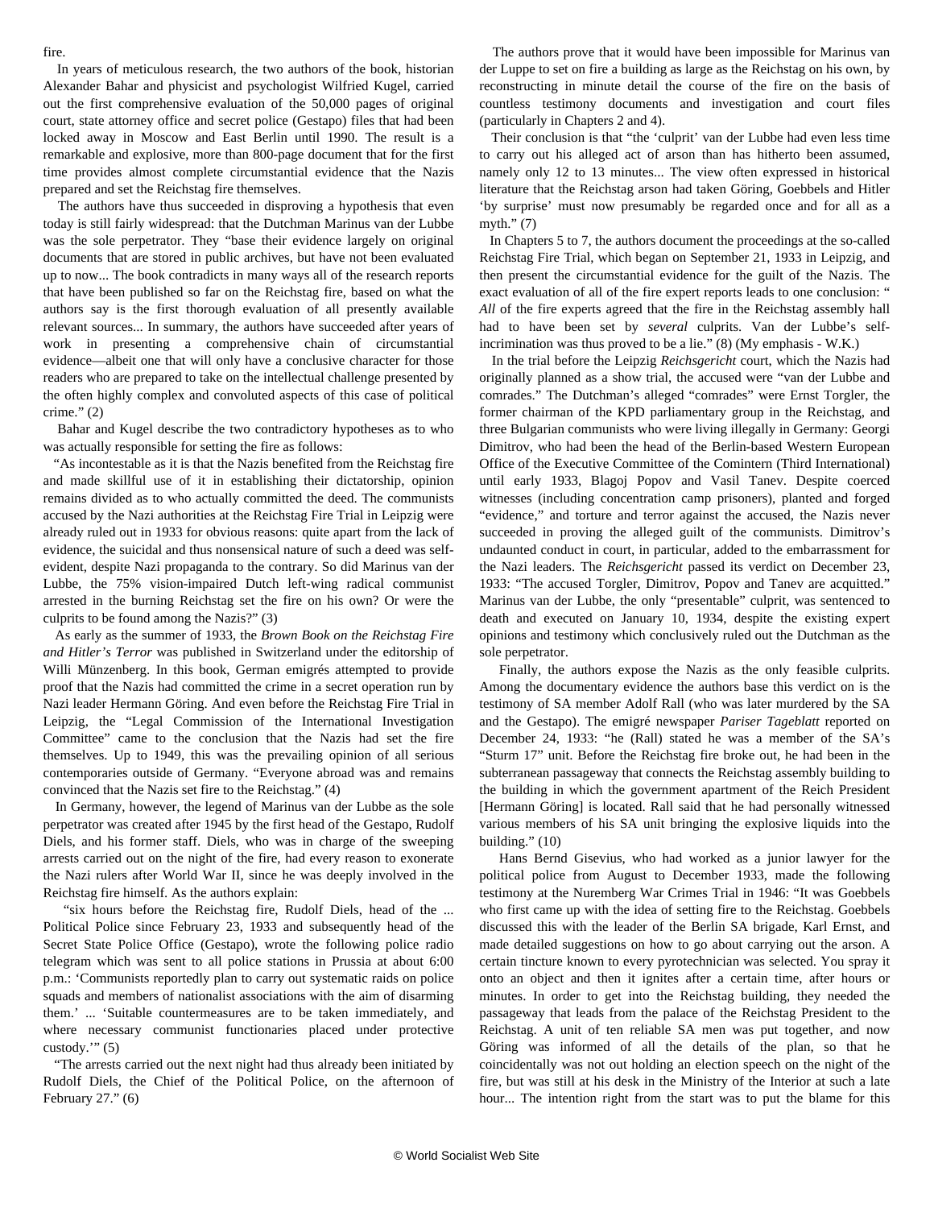fire.

In years of meticulous research, the two authors of the book, historian Alexander Bahar and physicist and psychologist Wilfried Kugel, carried out the first comprehensive evaluation of the 50,000 pages of original court, state attorney office and secret police (Gestapo) files that had been locked away in Moscow and East Berlin until 1990. The result is a remarkable and explosive, more than 800-page document that for the first time provides almost complete circumstantial evidence that the Nazis prepared and set the Reichstag fire themselves.

The authors have thus succeeded in disproving a hypothesis that even today is still fairly widespread: that the Dutchman Marinus van der Lubbe was the sole perpetrator. They "base their evidence largely on original documents that are stored in public archives, but have not been evaluated up to now... The book contradicts in many ways all of the research reports that have been published so far on the Reichstag fire, based on what the authors say is the first thorough evaluation of all presently available relevant sources... In summary, the authors have succeeded after years of work in presenting a comprehensive chain of circumstantial evidence—albeit one that will only have a conclusive character for those readers who are prepared to take on the intellectual challenge presented by the often highly complex and convoluted aspects of this case of political crime." (2)

Bahar and Kugel describe the two contradictory hypotheses as to who was actually responsible for setting the fire as follows:

"As incontestable as it is that the Nazis benefited from the Reichstag fire and made skillful use of it in establishing their dictatorship, opinion remains divided as to who actually committed the deed. The communists accused by the Nazi authorities at the Reichstag Fire Trial in Leipzig were already ruled out in 1933 for obvious reasons: quite apart from the lack of evidence, the suicidal and thus nonsensical nature of such a deed was self-evident, despite Nazi propaganda to the contrary. So did Marinus van der Lubbe, the 75% vision-impaired Dutch left-wing radical communist arrested in the burning Reichstag set the fire on his own? Or were the culprits to be found among the Nazis?" (3)

As early as the summer of 1933, the *Brown Book on the Reichstag Fire and Hitler's Terror* was published in Switzerland under the editorship of Willi Münzenberg. In this book, German emigrés attempted to provide proof that the Nazis had committed the crime in a secret operation run by Nazi leader Hermann Göring. And even before the Reichstag Fire Trial in Leipzig, the "Legal Commission of the International Investigation Committee" came to the conclusion that the Nazis had set the fire themselves. Up to 1949, this was the prevailing opinion of all serious contemporaries outside of Germany. "Everyone abroad was and remains convinced that the Nazis set fire to the Reichstag." (4)

In Germany, however, the legend of Marinus van der Lubbe as the sole perpetrator was created after 1945 by the first head of the Gestapo, Rudolf Diels, and his former staff. Diels, who was in charge of the sweeping arrests carried out on the night of the fire, had every reason to exonerate the Nazi rulers after World War II, since he was deeply involved in the Reichstag fire himself. As the authors explain:

"six hours before the Reichstag fire, Rudolf Diels, head of the ... Political Police since February 23, 1933 and subsequently head of the Secret State Police Office (Gestapo), wrote the following police radio telegram which was sent to all police stations in Prussia at about 6:00 p.m.: 'Communists reportedly plan to carry out systematic raids on police squads and members of nationalist associations with the aim of disarming them.' ... 'Suitable countermeasures are to be taken immediately, and where necessary communist functionaries placed under protective custody.'" (5)

"The arrests carried out the next night had thus already been initiated by Rudolf Diels, the Chief of the Political Police, on the afternoon of February 27." (6)

The authors prove that it would have been impossible for Marinus van der Luppe to set on fire a building as large as the Reichstag on his own, by reconstructing in minute detail the course of the fire on the basis of countless testimony documents and investigation and court files (particularly in Chapters 2 and 4).

Their conclusion is that "the 'culprit' van der Lubbe had even less time to carry out his alleged act of arson than has hitherto been assumed, namely only 12 to 13 minutes... The view often expressed in historical literature that the Reichstag arson had taken Göring, Goebbels and Hitler 'by surprise' must now presumably be regarded once and for all as a myth." (7)

In Chapters 5 to 7, the authors document the proceedings at the so-called Reichstag Fire Trial, which began on September 21, 1933 in Leipzig, and then present the circumstantial evidence for the guilt of the Nazis. The exact evaluation of all of the fire expert reports leads to one conclusion: "*All* of the fire experts agreed that the fire in the Reichstag assembly hall had to have been set by *several* culprits. Van der Lubbe's self-incrimination was thus proved to be a lie." (8) (My emphasis - W.K.)

In the trial before the Leipzig *Reichsgericht* court, which the Nazis had originally planned as a show trial, the accused were "van der Lubbe and comrades." The Dutchman's alleged "comrades" were Ernst Torgler, the former chairman of the KPD parliamentary group in the Reichstag, and three Bulgarian communists who were living illegally in Germany: Georgi Dimitrov, who had been the head of the Berlin-based Western European Office of the Executive Committee of the Comintern (Third International) until early 1933, Blagoj Popov and Vasil Tanev. Despite coerced witnesses (including concentration camp prisoners), planted and forged "evidence," and torture and terror against the accused, the Nazis never succeeded in proving the alleged guilt of the communists. Dimitrov's undaunted conduct in court, in particular, added to the embarrassment for the Nazi leaders. The *Reichsgericht* passed its verdict on December 23, 1933: "The accused Torgler, Dimitrov, Popov and Tanev are acquitted." Marinus van der Lubbe, the only "presentable" culprit, was sentenced to death and executed on January 10, 1934, despite the existing expert opinions and testimony which conclusively ruled out the Dutchman as the sole perpetrator.

Finally, the authors expose the Nazis as the only feasible culprits. Among the documentary evidence the authors base this verdict on is the testimony of SA member Adolf Rall (who was later murdered by the SA and the Gestapo). The emigré newspaper *Pariser Tageblatt* reported on December 24, 1933: "he (Rall) stated he was a member of the SA's "Sturm 17" unit. Before the Reichstag fire broke out, he had been in the subterranean passageway that connects the Reichstag assembly building to the building in which the government apartment of the Reich President [Hermann Göring] is located. Rall said that he had personally witnessed various members of his SA unit bringing the explosive liquids into the building." (10)

Hans Bernd Gisevius, who had worked as a junior lawyer for the political police from August to December 1933, made the following testimony at the Nuremberg War Crimes Trial in 1946: "It was Goebbels who first came up with the idea of setting fire to the Reichstag. Goebbels discussed this with the leader of the Berlin SA brigade, Karl Ernst, and made detailed suggestions on how to go about carrying out the arson. A certain tincture known to every pyrotechnician was selected. You spray it onto an object and then it ignites after a certain time, after hours or minutes. In order to get into the Reichstag building, they needed the passageway that leads from the palace of the Reichstag President to the Reichstag. A unit of ten reliable SA men was put together, and now Göring was informed of all the details of the plan, so that he coincidentally was not out holding an election speech on the night of the fire, but was still at his desk in the Ministry of the Interior at such a late hour... The intention right from the start was to put the blame for this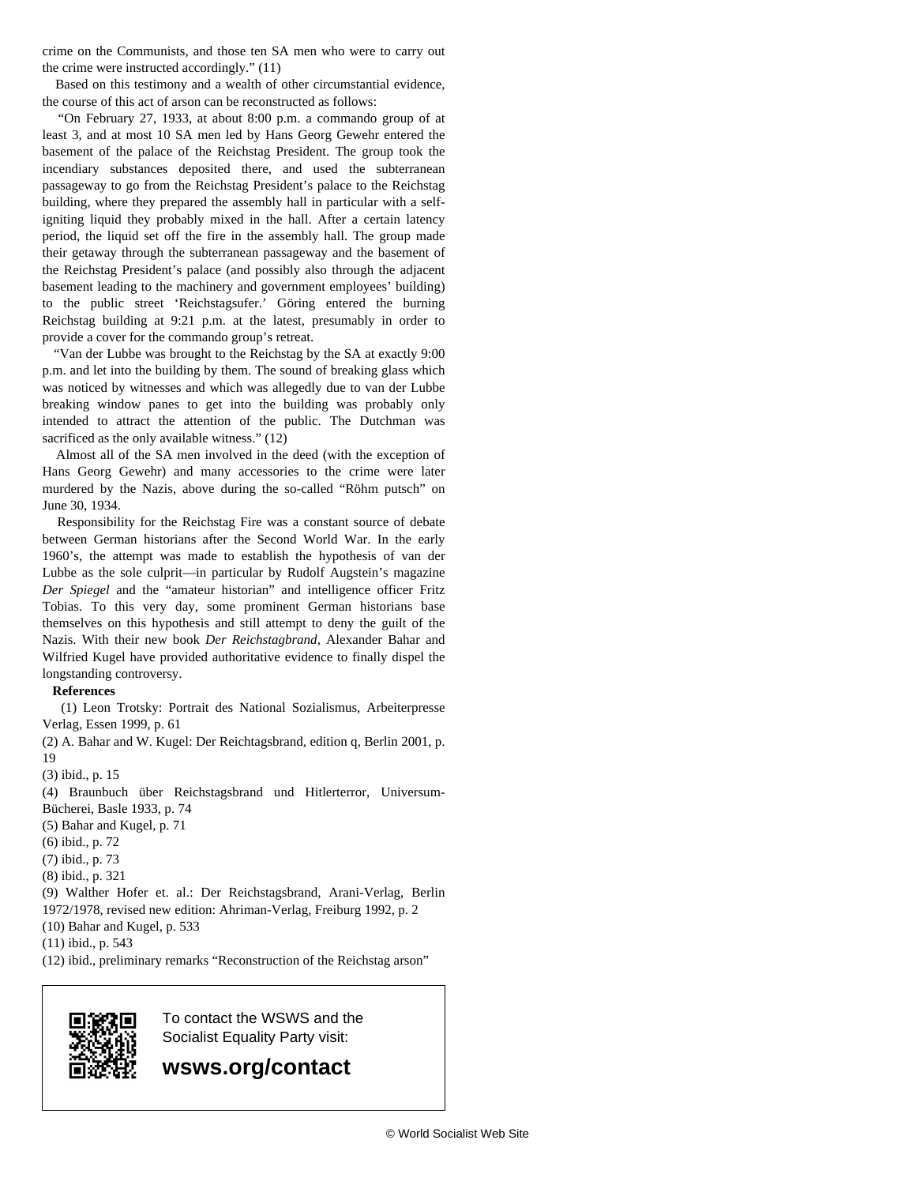crime on the Communists, and those ten SA men who were to carry out the crime were instructed accordingly." (11)

Based on this testimony and a wealth of other circumstantial evidence, the course of this act of arson can be reconstructed as follows:

"On February 27, 1933, at about 8:00 p.m. a commando group of at least 3, and at most 10 SA men led by Hans Georg Gewehr entered the basement of the palace of the Reichstag President. The group took the incendiary substances deposited there, and used the subterranean passageway to go from the Reichstag President's palace to the Reichstag building, where they prepared the assembly hall in particular with a self-igniting liquid they probably mixed in the hall. After a certain latency period, the liquid set off the fire in the assembly hall. The group made their getaway through the subterranean passageway and the basement of the Reichstag President's palace (and possibly also through the adjacent basement leading to the machinery and government employees' building) to the public street 'Reichstagsufer.' Göring entered the burning Reichstag building at 9:21 p.m. at the latest, presumably in order to provide a cover for the commando group's retreat.

"Van der Lubbe was brought to the Reichstag by the SA at exactly 9:00 p.m. and let into the building by them. The sound of breaking glass which was noticed by witnesses and which was allegedly due to van der Lubbe breaking window panes to get into the building was probably only intended to attract the attention of the public. The Dutchman was sacrificed as the only available witness." (12)

Almost all of the SA men involved in the deed (with the exception of Hans Georg Gewehr) and many accessories to the crime were later murdered by the Nazis, above during the so-called "Röhm putsch" on June 30, 1934.

Responsibility for the Reichstag Fire was a constant source of debate between German historians after the Second World War. In the early 1960's, the attempt was made to establish the hypothesis of van der Lubbe as the sole culprit—in particular by Rudolf Augstein's magazine *Der Spiegel* and the "amateur historian" and intelligence officer Fritz Tobias. To this very day, some prominent German historians base themselves on this hypothesis and still attempt to deny the guilt of the Nazis. With their new book *Der Reichstagbrand*, Alexander Bahar and Wilfried Kugel have provided authoritative evidence to finally dispel the longstanding controversy.

**References**

(1) Leon Trotsky: Portrait des National Sozialismus, Arbeiterpresse Verlag, Essen 1999, p. 61

(2) A. Bahar and W. Kugel: Der Reichtagsbrand, edition q, Berlin 2001, p. 19

(3) ibid., p. 15

(4) Braunbuch über Reichstagsbrand und Hitlerterror, Universum-Bücherei, Basle 1933, p. 74

(5) Bahar and Kugel, p. 71

(6) ibid., p. 72

(7) ibid., p. 73

(8) ibid., p. 321

(9) Walther Hofer et. al.: Der Reichstagsbrand, Arani-Verlag, Berlin 1972/1978, revised new edition: Ahriman-Verlag, Freiburg 1992, p. 2

(10) Bahar and Kugel, p. 533

(11) ibid., p. 543

(12) ibid., preliminary remarks "Reconstruction of the Reichstag arson"

To contact the WSWS and the Socialist Equality Party visit:

**wsws.org/contact**